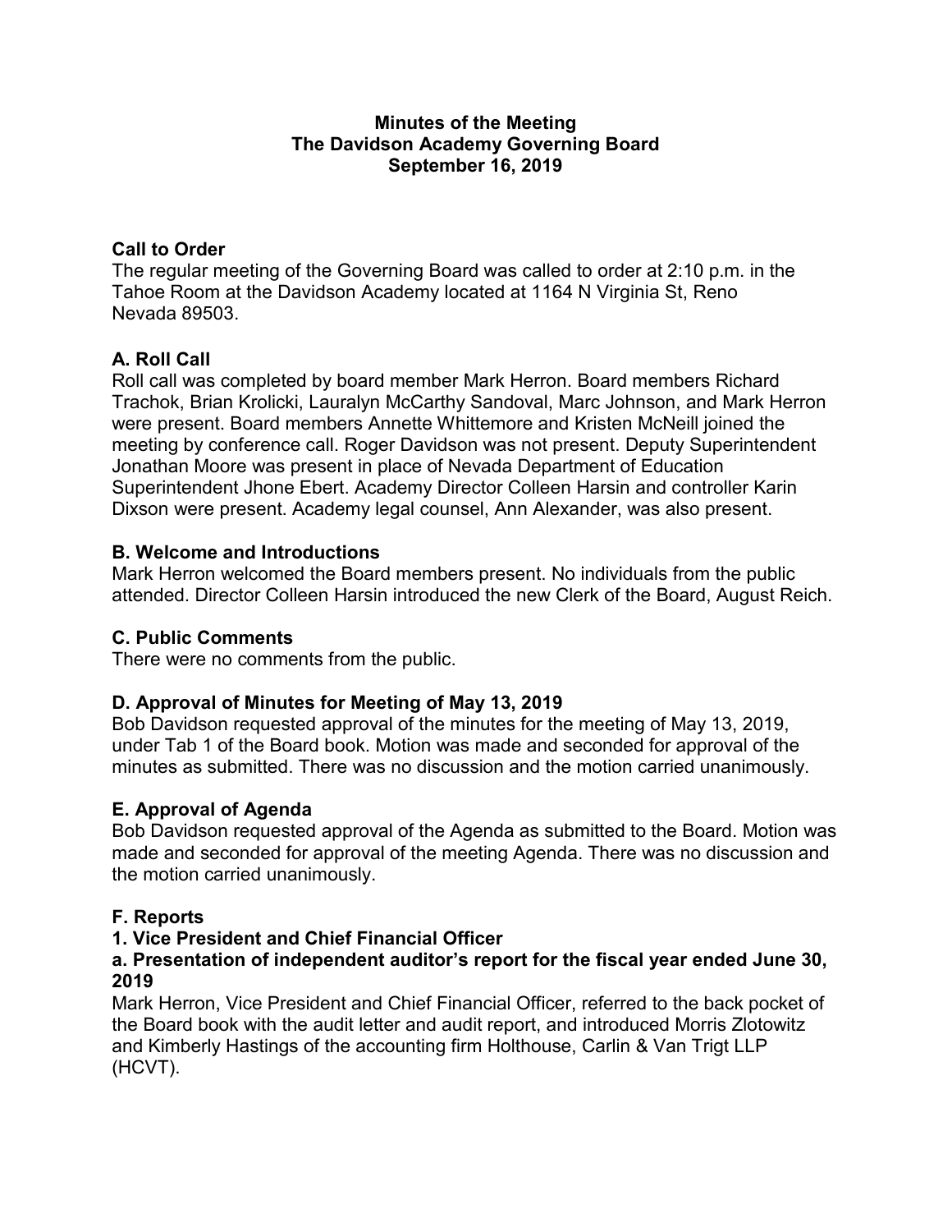# Minutes of the Meeting
# The Davidson Academy Governing Board
# September 16, 2019

## Call to Order

The regular meeting of the Governing Board was called to order at 2:10 p.m. in the Tahoe Room at the Davidson Academy located at 1164 N Virginia St, Reno Nevada 89503.

## A. Roll Call

Roll call was completed by board member Mark Herron. Board members Richard Trachok, Brian Krolicki, Lauralyn McCarthy Sandoval, Marc Johnson, and Mark Herron were present. Board members Annette Whittemore and Kristen McNeill joined the meeting by conference call. Roger Davidson was not present. Deputy Superintendent Jonathan Moore was present in place of Nevada Department of Education Superintendent Jhone Ebert. Academy Director Colleen Harsin and controller Karin Dixson were present. Academy legal counsel, Ann Alexander, was also present.

## B. Welcome and Introductions

Mark Herron welcomed the Board members present. No individuals from the public attended. Director Colleen Harsin introduced the new Clerk of the Board, August Reich.

## C. Public Comments

There were no comments from the public.

## D. Approval of Minutes for Meeting of May 13, 2019

Bob Davidson requested approval of the minutes for the meeting of May 13, 2019, under Tab 1 of the Board book. Motion was made and seconded for approval of the minutes as submitted. There was no discussion and the motion carried unanimously.

## E. Approval of Agenda

Bob Davidson requested approval of the Agenda as submitted to the Board. Motion was made and seconded for approval of the meeting Agenda. There was no discussion and the motion carried unanimously.

## F. Reports

### 1. Vice President and Chief Financial Officer

### a. Presentation of independent auditor's report for the fiscal year ended June 30, 2019

Mark Herron, Vice President and Chief Financial Officer, referred to the back pocket of the Board book with the audit letter and audit report, and introduced Morris Zlotowitz and Kimberly Hastings of the accounting firm Holthouse, Carlin & Van Trigt LLP (HCVT).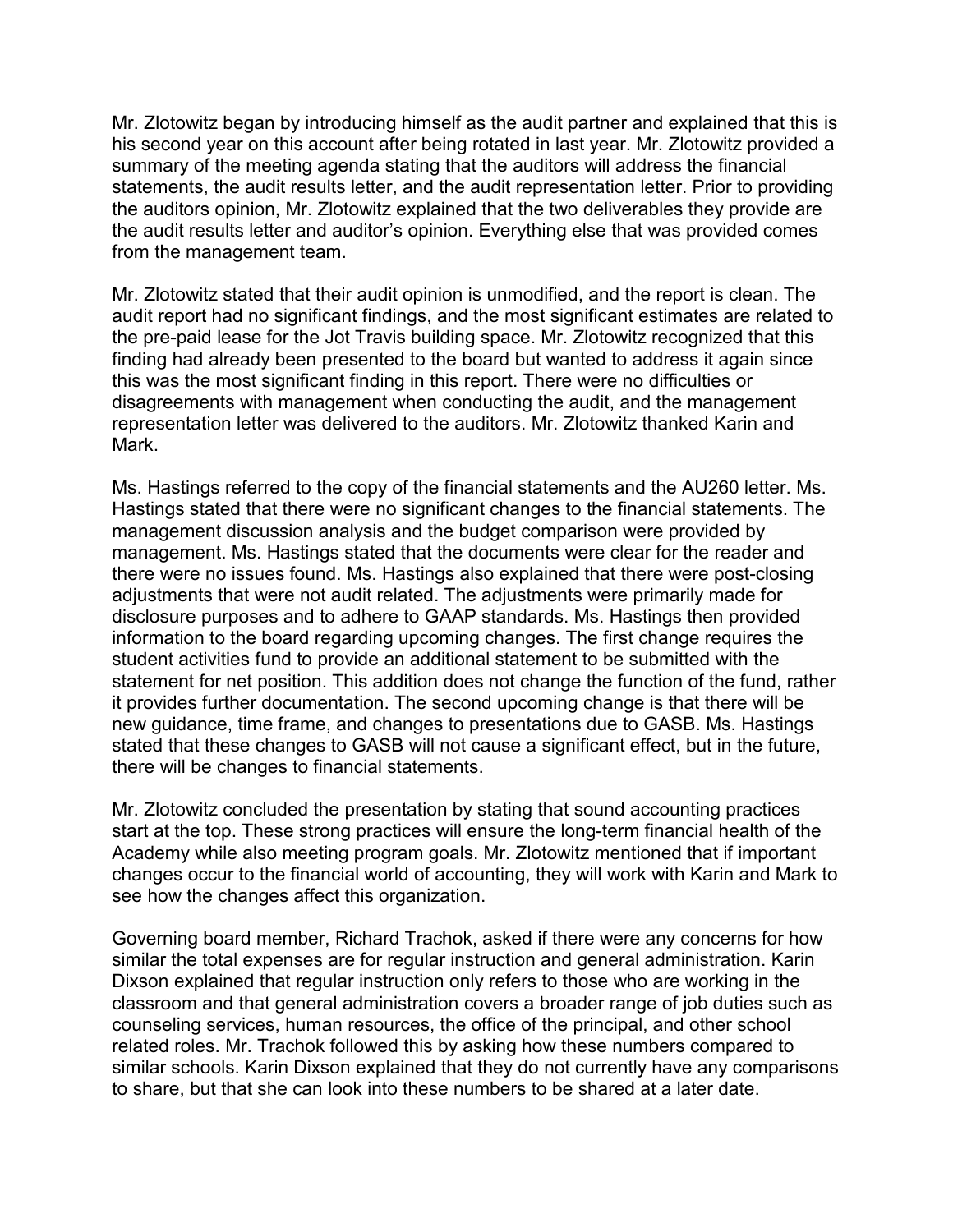Mr. Zlotowitz began by introducing himself as the audit partner and explained that this is his second year on this account after being rotated in last year. Mr. Zlotowitz provided a summary of the meeting agenda stating that the auditors will address the financial statements, the audit results letter, and the audit representation letter. Prior to providing the auditors opinion, Mr. Zlotowitz explained that the two deliverables they provide are the audit results letter and auditor's opinion. Everything else that was provided comes from the management team.

Mr. Zlotowitz stated that their audit opinion is unmodified, and the report is clean. The audit report had no significant findings, and the most significant estimates are related to the pre-paid lease for the Jot Travis building space. Mr. Zlotowitz recognized that this finding had already been presented to the board but wanted to address it again since this was the most significant finding in this report. There were no difficulties or disagreements with management when conducting the audit, and the management representation letter was delivered to the auditors. Mr. Zlotowitz thanked Karin and Mark.

Ms. Hastings referred to the copy of the financial statements and the AU260 letter. Ms. Hastings stated that there were no significant changes to the financial statements. The management discussion analysis and the budget comparison were provided by management. Ms. Hastings stated that the documents were clear for the reader and there were no issues found. Ms. Hastings also explained that there were post-closing adjustments that were not audit related. The adjustments were primarily made for disclosure purposes and to adhere to GAAP standards. Ms. Hastings then provided information to the board regarding upcoming changes. The first change requires the student activities fund to provide an additional statement to be submitted with the statement for net position. This addition does not change the function of the fund, rather it provides further documentation. The second upcoming change is that there will be new guidance, time frame, and changes to presentations due to GASB. Ms. Hastings stated that these changes to GASB will not cause a significant effect, but in the future, there will be changes to financial statements.

Mr. Zlotowitz concluded the presentation by stating that sound accounting practices start at the top. These strong practices will ensure the long-term financial health of the Academy while also meeting program goals. Mr. Zlotowitz mentioned that if important changes occur to the financial world of accounting, they will work with Karin and Mark to see how the changes affect this organization.

Governing board member, Richard Trachok, asked if there were any concerns for how similar the total expenses are for regular instruction and general administration. Karin Dixson explained that regular instruction only refers to those who are working in the classroom and that general administration covers a broader range of job duties such as counseling services, human resources, the office of the principal, and other school related roles. Mr. Trachok followed this by asking how these numbers compared to similar schools. Karin Dixson explained that they do not currently have any comparisons to share, but that she can look into these numbers to be shared at a later date.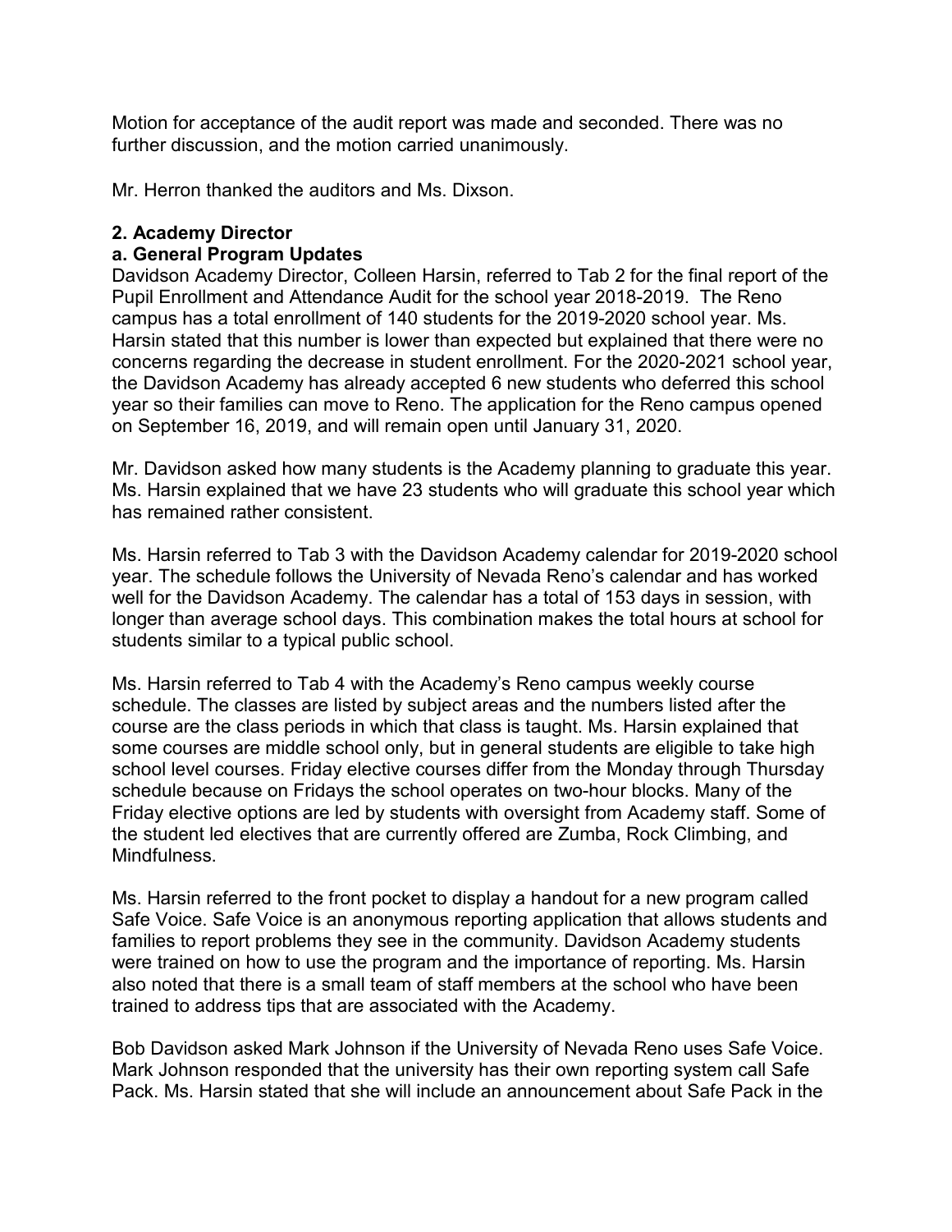Motion for acceptance of the audit report was made and seconded. There was no further discussion, and the motion carried unanimously.

Mr. Herron thanked the auditors and Ms. Dixson.

**2. Academy Director**

**a. General Program Updates**

Davidson Academy Director, Colleen Harsin, referred to Tab 2 for the final report of the Pupil Enrollment and Attendance Audit for the school year 2018-2019. The Reno campus has a total enrollment of 140 students for the 2019-2020 school year. Ms. Harsin stated that this number is lower than expected but explained that there were no concerns regarding the decrease in student enrollment. For the 2020-2021 school year, the Davidson Academy has already accepted 6 new students who deferred this school year so their families can move to Reno. The application for the Reno campus opened on September 16, 2019, and will remain open until January 31, 2020.

Mr. Davidson asked how many students is the Academy planning to graduate this year. Ms. Harsin explained that we have 23 students who will graduate this school year which has remained rather consistent.

Ms. Harsin referred to Tab 3 with the Davidson Academy calendar for 2019-2020 school year. The schedule follows the University of Nevada Reno's calendar and has worked well for the Davidson Academy. The calendar has a total of 153 days in session, with longer than average school days. This combination makes the total hours at school for students similar to a typical public school.

Ms. Harsin referred to Tab 4 with the Academy's Reno campus weekly course schedule. The classes are listed by subject areas and the numbers listed after the course are the class periods in which that class is taught. Ms. Harsin explained that some courses are middle school only, but in general students are eligible to take high school level courses. Friday elective courses differ from the Monday through Thursday schedule because on Fridays the school operates on two-hour blocks. Many of the Friday elective options are led by students with oversight from Academy staff. Some of the student led electives that are currently offered are Zumba, Rock Climbing, and Mindfulness.

Ms. Harsin referred to the front pocket to display a handout for a new program called Safe Voice. Safe Voice is an anonymous reporting application that allows students and families to report problems they see in the community. Davidson Academy students were trained on how to use the program and the importance of reporting. Ms. Harsin also noted that there is a small team of staff members at the school who have been trained to address tips that are associated with the Academy.

Bob Davidson asked Mark Johnson if the University of Nevada Reno uses Safe Voice. Mark Johnson responded that the university has their own reporting system call Safe Pack. Ms. Harsin stated that she will include an announcement about Safe Pack in the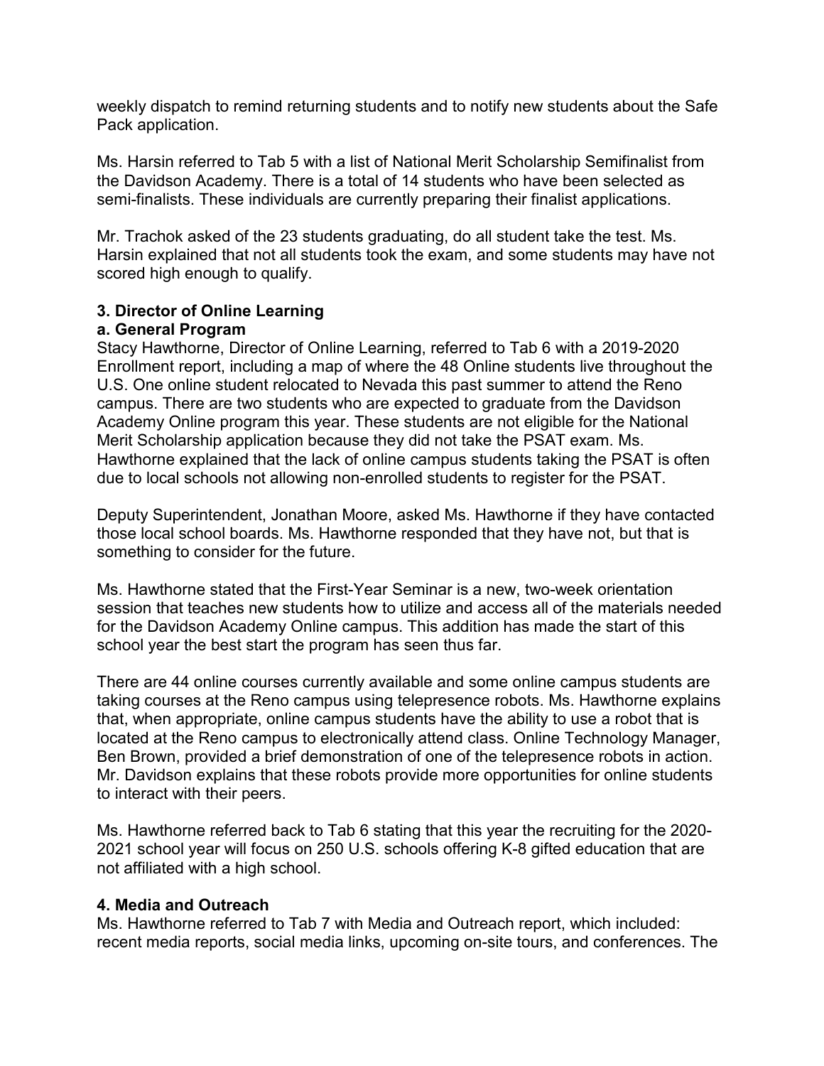weekly dispatch to remind returning students and to notify new students about the Safe Pack application.

Ms. Harsin referred to Tab 5 with a list of National Merit Scholarship Semifinalist from the Davidson Academy. There is a total of 14 students who have been selected as semi-finalists. These individuals are currently preparing their finalist applications.

Mr. Trachok asked of the 23 students graduating, do all student take the test. Ms. Harsin explained that not all students took the exam, and some students may have not scored high enough to qualify.

**3. Director of Online Learning**

**a. General Program**

Stacy Hawthorne, Director of Online Learning, referred to Tab 6 with a 2019-2020 Enrollment report, including a map of where the 48 Online students live throughout the U.S. One online student relocated to Nevada this past summer to attend the Reno campus. There are two students who are expected to graduate from the Davidson Academy Online program this year. These students are not eligible for the National Merit Scholarship application because they did not take the PSAT exam. Ms. Hawthorne explained that the lack of online campus students taking the PSAT is often due to local schools not allowing non-enrolled students to register for the PSAT.

Deputy Superintendent, Jonathan Moore, asked Ms. Hawthorne if they have contacted those local school boards. Ms. Hawthorne responded that they have not, but that is something to consider for the future.

Ms. Hawthorne stated that the First-Year Seminar is a new, two-week orientation session that teaches new students how to utilize and access all of the materials needed for the Davidson Academy Online campus. This addition has made the start of this school year the best start the program has seen thus far.

There are 44 online courses currently available and some online campus students are taking courses at the Reno campus using telepresence robots. Ms. Hawthorne explains that, when appropriate, online campus students have the ability to use a robot that is located at the Reno campus to electronically attend class. Online Technology Manager, Ben Brown, provided a brief demonstration of one of the telepresence robots in action. Mr. Davidson explains that these robots provide more opportunities for online students to interact with their peers.

Ms. Hawthorne referred back to Tab 6 stating that this year the recruiting for the 2020-2021 school year will focus on 250 U.S. schools offering K-8 gifted education that are not affiliated with a high school.

**4. Media and Outreach**

Ms. Hawthorne referred to Tab 7 with Media and Outreach report, which included: recent media reports, social media links, upcoming on-site tours, and conferences. The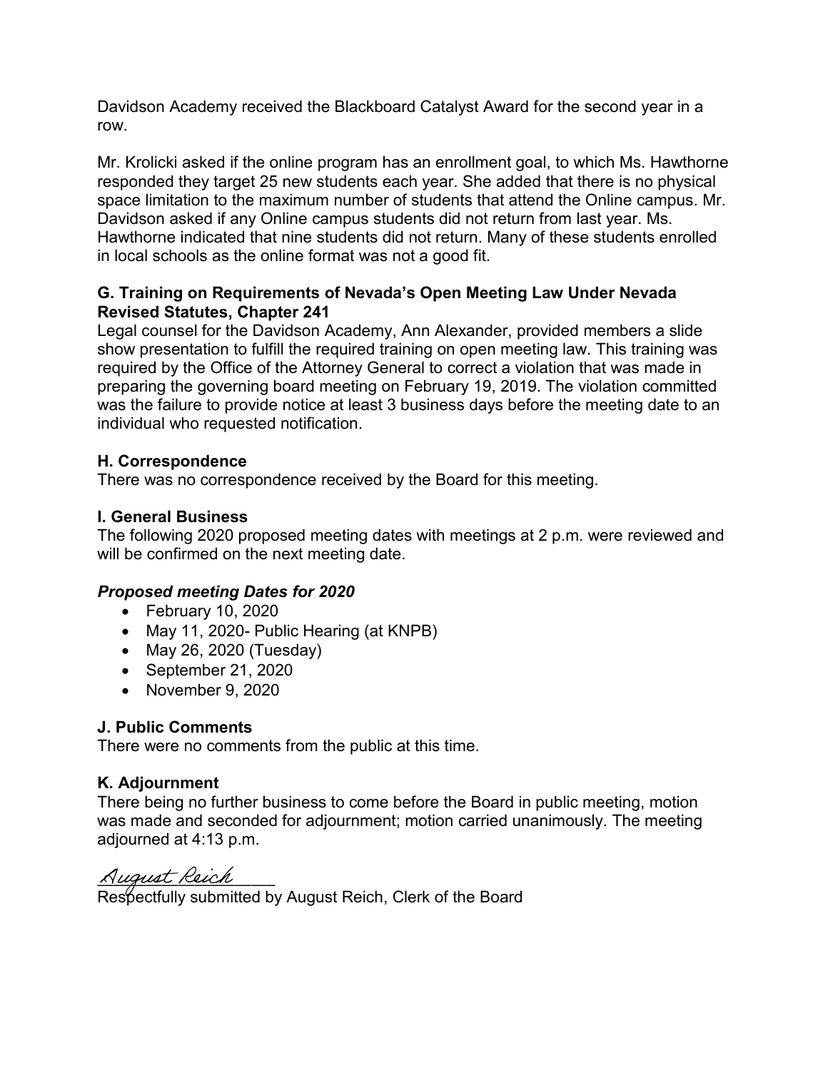Davidson Academy received the Blackboard Catalyst Award for the second year in a row.

Mr. Krolicki asked if the online program has an enrollment goal, to which Ms. Hawthorne responded they target 25 new students each year. She added that there is no physical space limitation to the maximum number of students that attend the Online campus. Mr. Davidson asked if any Online campus students did not return from last year. Ms. Hawthorne indicated that nine students did not return. Many of these students enrolled in local schools as the online format was not a good fit.

### G. Training on Requirements of Nevada's Open Meeting Law Under Nevada Revised Statutes, Chapter 241

Legal counsel for the Davidson Academy, Ann Alexander, provided members a slide show presentation to fulfill the required training on open meeting law. This training was required by the Office of the Attorney General to correct a violation that was made in preparing the governing board meeting on February 19, 2019. The violation committed was the failure to provide notice at least 3 business days before the meeting date to an individual who requested notification.

### H. Correspondence

There was no correspondence received by the Board for this meeting.

### I. General Business

The following 2020 proposed meeting dates with meetings at 2 p.m. were reviewed and will be confirmed on the next meeting date.

***Proposed meeting Dates for 2020***

- February 10, 2020
- May 11, 2020- Public Hearing (at KNPB)
- May 26, 2020 (Tuesday)
- September 21, 2020
- November 9, 2020

### J. Public Comments

There were no comments from the public at this time.

### K. Adjournment

There being no further business to come before the Board in public meeting, motion was made and seconded for adjournment; motion carried unanimously. The meeting adjourned at 4:13 p.m.

*August Reich*

Respectfully submitted by August Reich, Clerk of the Board